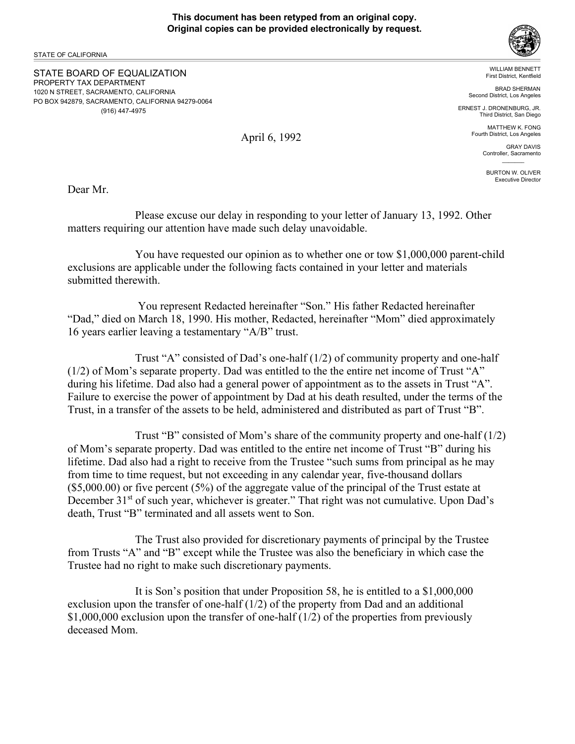**This document has been retyped from an original copy.**
**Original copies can be provided electronically by request.**

STATE OF CALIFORNIA

STATE BOARD OF EQUALIZATION
PROPERTY TAX DEPARTMENT
1020 N STREET, SACRAMENTO, CALIFORNIA
PO BOX 942879, SACRAMENTO, CALIFORNIA 94279-0064
(916) 447-4975

WILLIAM BENNETT
First District, Kentfield

BRAD SHERMAN
Second District, Los Angeles

ERNEST J. DRONENBURG, JR.
Third District, San Diego

MATTHEW K. FONG
Fourth District, Los Angeles

GRAY DAVIS
Controller, Sacramento

BURTON W. OLIVER
Executive Director

April 6, 1992

Dear Mr.

Please excuse our delay in responding to your letter of January 13, 1992. Other matters requiring our attention have made such delay unavoidable.

You have requested our opinion as to whether one or tow $1,000,000 parent-child exclusions are applicable under the following facts contained in your letter and materials submitted therewith.

You represent Redacted hereinafter "Son." His father Redacted hereinafter "Dad," died on March 18, 1990. His mother, Redacted, hereinafter "Mom" died approximately 16 years earlier leaving a testamentary "A/B" trust.

Trust "A" consisted of Dad's one-half (1/2) of community property and one-half (1/2) of Mom's separate property. Dad was entitled to the the entire net income of Trust "A" during his lifetime. Dad also had a general power of appointment as to the assets in Trust "A". Failure to exercise the power of appointment by Dad at his death resulted, under the terms of the Trust, in a transfer of the assets to be held, administered and distributed as part of Trust "B".

Trust "B" consisted of Mom's share of the community property and one-half (1/2) of Mom's separate property. Dad was entitled to the entire net income of Trust "B" during his lifetime. Dad also had a right to receive from the Trustee "such sums from principal as he may from time to time request, but not exceeding in any calendar year, five-thousand dollars ($5,000.00) or five percent (5%) of the aggregate value of the principal of the Trust estate at December 31st of such year, whichever is greater." That right was not cumulative. Upon Dad's death, Trust "B" terminated and all assets went to Son.

The Trust also provided for discretionary payments of principal by the Trustee from Trusts "A" and "B" except while the Trustee was also the beneficiary in which case the Trustee had no right to make such discretionary payments.

It is Son's position that under Proposition 58, he is entitled to a $1,000,000 exclusion upon the transfer of one-half (1/2) of the property from Dad and an additional $1,000,000 exclusion upon the transfer of one-half (1/2) of the properties from previously deceased Mom.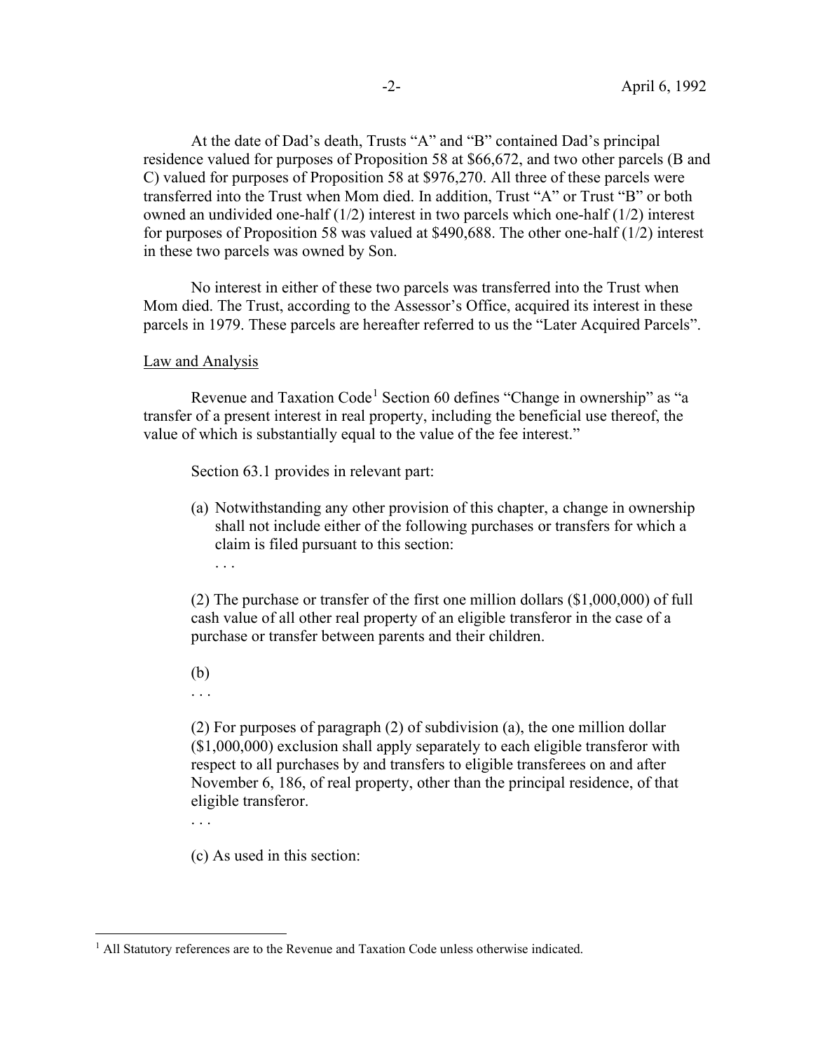At the date of Dad's death, Trusts "A" and "B" contained Dad's principal residence valued for purposes of Proposition 58 at $66,672, and two other parcels (B and C) valued for purposes of Proposition 58 at $976,270. All three of these parcels were transferred into the Trust when Mom died. In addition, Trust "A" or Trust "B" or both owned an undivided one-half (1/2) interest in two parcels which one-half (1/2) interest for purposes of Proposition 58 was valued at $490,688. The other one-half (1/2) interest in these two parcels was owned by Son.

No interest in either of these two parcels was transferred into the Trust when Mom died. The Trust, according to the Assessor's Office, acquired its interest in these parcels in 1979. These parcels are hereafter referred to us the "Later Acquired Parcels".

Law and Analysis

Revenue and Taxation Code[1] Section 60 defines "Change in ownership" as "a transfer of a present interest in real property, including the beneficial use thereof, the value of which is substantially equal to the value of the fee interest."

Section 63.1 provides in relevant part:

(a) Notwithstanding any other provision of this chapter, a change in ownership shall not include either of the following purchases or transfers for which a claim is filed pursuant to this section:
. . .

(2) The purchase or transfer of the first one million dollars ($1,000,000) of full cash value of all other real property of an eligible transferor in the case of a purchase or transfer between parents and their children.

(b)
. . .

(2) For purposes of paragraph (2) of subdivision (a), the one million dollar ($1,000,000) exclusion shall apply separately to each eligible transferor with respect to all purchases by and transfers to eligible transferees on and after November 6, 186, of real property, other than the principal residence, of that eligible transferor.
. . .

(c) As used in this section:

[1] All Statutory references are to the Revenue and Taxation Code unless otherwise indicated.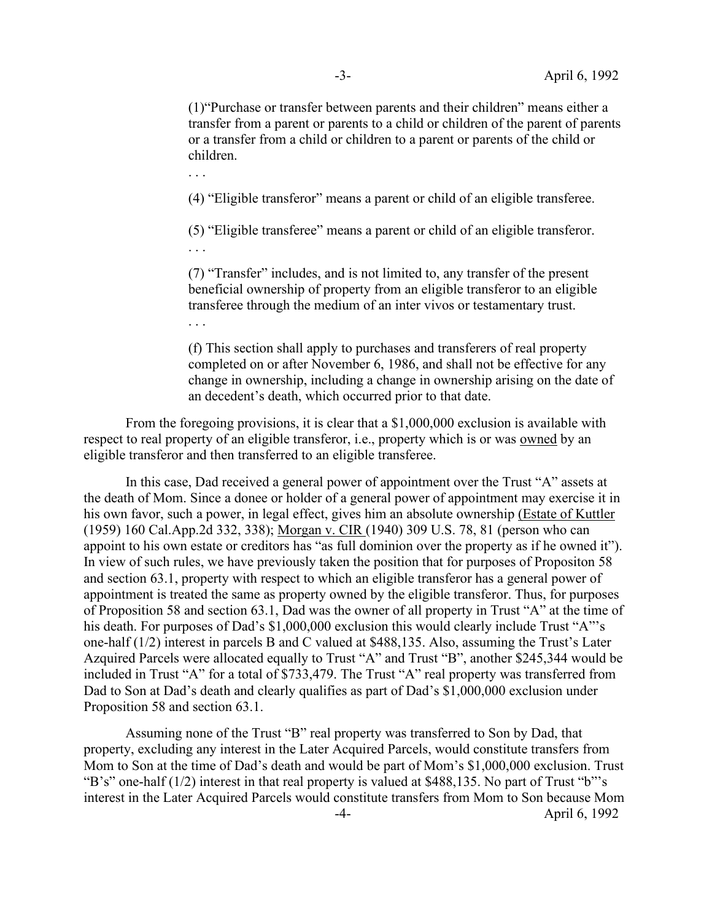(1)"Purchase or transfer between parents and their children" means either a transfer from a parent or parents to a child or children of the parent of parents or a transfer from a child or children to a parent or parents of the child or children.

. . .

(4) "Eligible transferor" means a parent or child of an eligible transferee.

(5) "Eligible transferee" means a parent or child of an eligible transferor.

. . .

(7) "Transfer" includes, and is not limited to, any transfer of the present beneficial ownership of property from an eligible transferor to an eligible transferee through the medium of an inter vivos or testamentary trust.

. . .

(f) This section shall apply to purchases and transferers of real property completed on or after November 6, 1986, and shall not be effective for any change in ownership, including a change in ownership arising on the date of an decedent's death, which occurred prior to that date.

From the foregoing provisions, it is clear that a $1,000,000 exclusion is available with respect to real property of an eligible transferor, i.e., property which is or was owned by an eligible transferor and then transferred to an eligible transferee.

In this case, Dad received a general power of appointment over the Trust "A" assets at the death of Mom. Since a donee or holder of a general power of appointment may exercise it in his own favor, such a power, in legal effect, gives him an absolute ownership (Estate of Kuttler (1959) 160 Cal.App.2d 332, 338); Morgan v. CIR (1940) 309 U.S. 78, 81 (person who can appoint to his own estate or creditors has "as full dominion over the property as if he owned it"). In view of such rules, we have previously taken the position that for purposes of Propositon 58 and section 63.1, property with respect to which an eligible transferor has a general power of appointment is treated the same as property owned by the eligible transferor. Thus, for purposes of Proposition 58 and section 63.1, Dad was the owner of all property in Trust "A" at the time of his death. For purposes of Dad's $1,000,000 exclusion this would clearly include Trust "A"'s one-half (1/2) interest in parcels B and C valued at $488,135. Also, assuming the Trust's Later Azquired Parcels were allocated equally to Trust "A" and Trust "B", another $245,344 would be included in Trust "A" for a total of $733,479. The Trust "A" real property was transferred from Dad to Son at Dad's death and clearly qualifies as part of Dad's $1,000,000 exclusion under Proposition 58 and section 63.1.

Assuming none of the Trust "B" real property was transferred to Son by Dad, that property, excluding any interest in the Later Acquired Parcels, would constitute transfers from Mom to Son at the time of Dad's death and would be part of Mom's $1,000,000 exclusion. Trust "B's" one-half (1/2) interest in that real property is valued at $488,135. No part of Trust "b"'s interest in the Later Acquired Parcels would constitute transfers from Mom to Son because Mom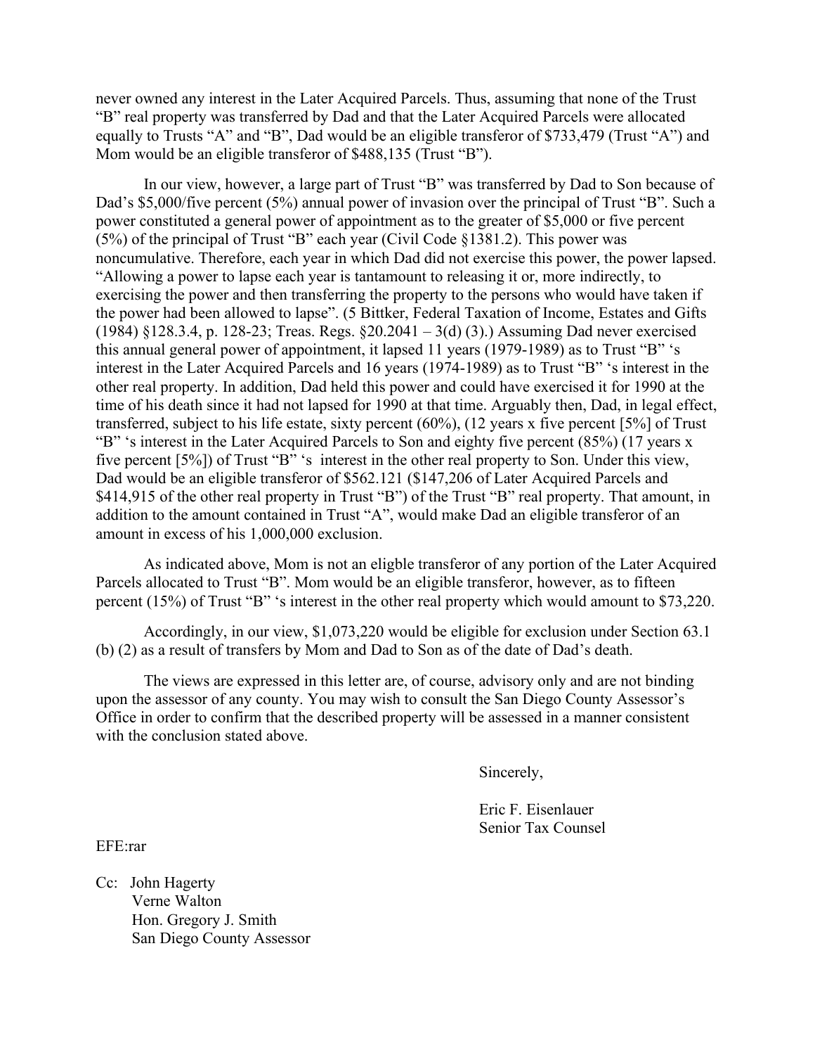never owned any interest in the Later Acquired Parcels. Thus, assuming that none of the Trust "B" real property was transferred by Dad and that the Later Acquired Parcels were allocated equally to Trusts "A" and "B", Dad would be an eligible transferor of $733,479 (Trust "A") and Mom would be an eligible transferor of $488,135 (Trust "B").

In our view, however, a large part of Trust "B" was transferred by Dad to Son because of Dad's $5,000/five percent (5%) annual power of invasion over the principal of Trust "B". Such a power constituted a general power of appointment as to the greater of $5,000 or five percent (5%) of the principal of Trust "B" each year (Civil Code §1381.2). This power was noncumulative. Therefore, each year in which Dad did not exercise this power, the power lapsed. "Allowing a power to lapse each year is tantamount to releasing it or, more indirectly, to exercising the power and then transferring the property to the persons who would have taken if the power had been allowed to lapse". (5 Bittker, Federal Taxation of Income, Estates and Gifts (1984) §128.3.4, p. 128-23; Treas. Regs. §20.2041 – 3(d) (3).) Assuming Dad never exercised this annual general power of appointment, it lapsed 11 years (1979-1989) as to Trust "B" 's interest in the Later Acquired Parcels and 16 years (1974-1989) as to Trust "B" 's interest in the other real property. In addition, Dad held this power and could have exercised it for 1990 at the time of his death since it had not lapsed for 1990 at that time. Arguably then, Dad, in legal effect, transferred, subject to his life estate, sixty percent (60%), (12 years x five percent [5%] of Trust "B" 's interest in the Later Acquired Parcels to Son and eighty five percent (85%) (17 years x five percent [5%]) of Trust "B" 's interest in the other real property to Son. Under this view, Dad would be an eligible transferor of $562.121 ($147,206 of Later Acquired Parcels and $414,915 of the other real property in Trust "B") of the Trust "B" real property. That amount, in addition to the amount contained in Trust "A", would make Dad an eligible transferor of an amount in excess of his 1,000,000 exclusion.

As indicated above, Mom is not an eligble transferor of any portion of the Later Acquired Parcels allocated to Trust "B". Mom would be an eligible transferor, however, as to fifteen percent (15%) of Trust "B" 's interest in the other real property which would amount to $73,220.

Accordingly, in our view, $1,073,220 would be eligible for exclusion under Section 63.1 (b) (2) as a result of transfers by Mom and Dad to Son as of the date of Dad's death.

The views are expressed in this letter are, of course, advisory only and are not binding upon the assessor of any county. You may wish to consult the San Diego County Assessor's Office in order to confirm that the described property will be assessed in a manner consistent with the conclusion stated above.

Sincerely,

Eric F. Eisenlauer
Senior Tax Counsel

EFE:rar

Cc: John Hagerty
Verne Walton
Hon. Gregory J. Smith
San Diego County Assessor